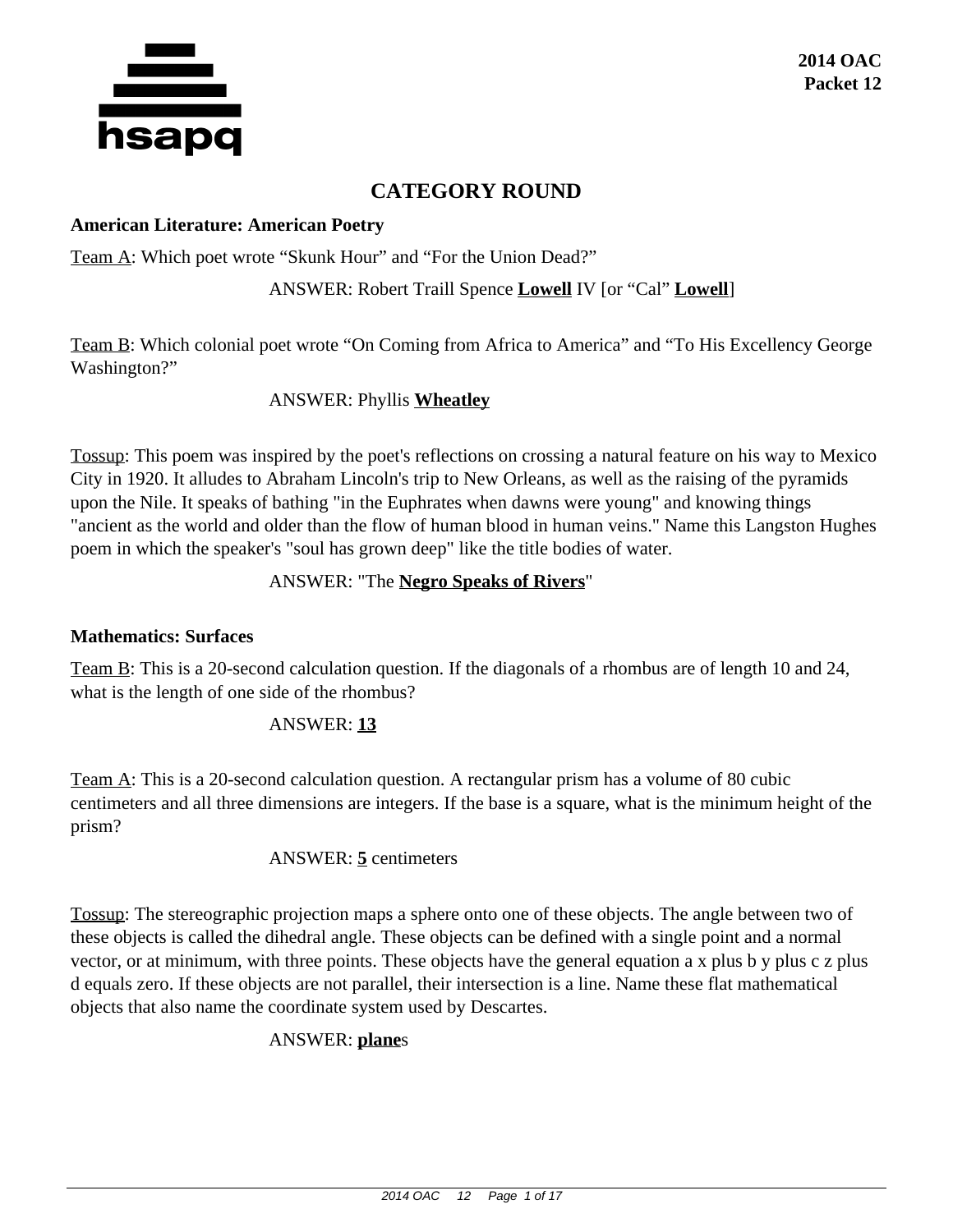**2014 OAC**
**Packet 12**

# CATEGORY ROUND

## American Literature: American Poetry

Team A: Which poet wrote “Skunk Hour” and “For the Union Dead?”

ANSWER: Robert Traill Spence **Lowell** IV [or “Cal” **Lowell**]

Team B: Which colonial poet wrote “On Coming from Africa to America” and “To His Excellency George Washington?”

ANSWER: Phyllis **Wheatley**

Tossup: This poem was inspired by the poet's reflections on crossing a natural feature on his way to Mexico City in 1920. It alludes to Abraham Lincoln's trip to New Orleans, as well as the raising of the pyramids upon the Nile. It speaks of bathing "in the Euphrates when dawns were young" and knowing things "ancient as the world and older than the flow of human blood in human veins." Name this Langston Hughes poem in which the speaker's "soul has grown deep" like the title bodies of water.

ANSWER: "The **Negro Speaks of Rivers**"

## Mathematics: Surfaces

Team B: This is a 20-second calculation question. If the diagonals of a rhombus are of length 10 and 24, what is the length of one side of the rhombus?

ANSWER: **13**

Team A: This is a 20-second calculation question. A rectangular prism has a volume of 80 cubic centimeters and all three dimensions are integers. If the base is a square, what is the minimum height of the prism?

ANSWER: **5** centimeters

Tossup: The stereographic projection maps a sphere onto one of these objects. The angle between two of these objects is called the dihedral angle. These objects can be defined with a single point and a normal vector, or at minimum, with three points. These objects have the general equation a x plus b y plus c z plus d equals zero. If these objects are not parallel, their intersection is a line. Name these flat mathematical objects that also name the coordinate system used by Descartes.

ANSWER: **plane**s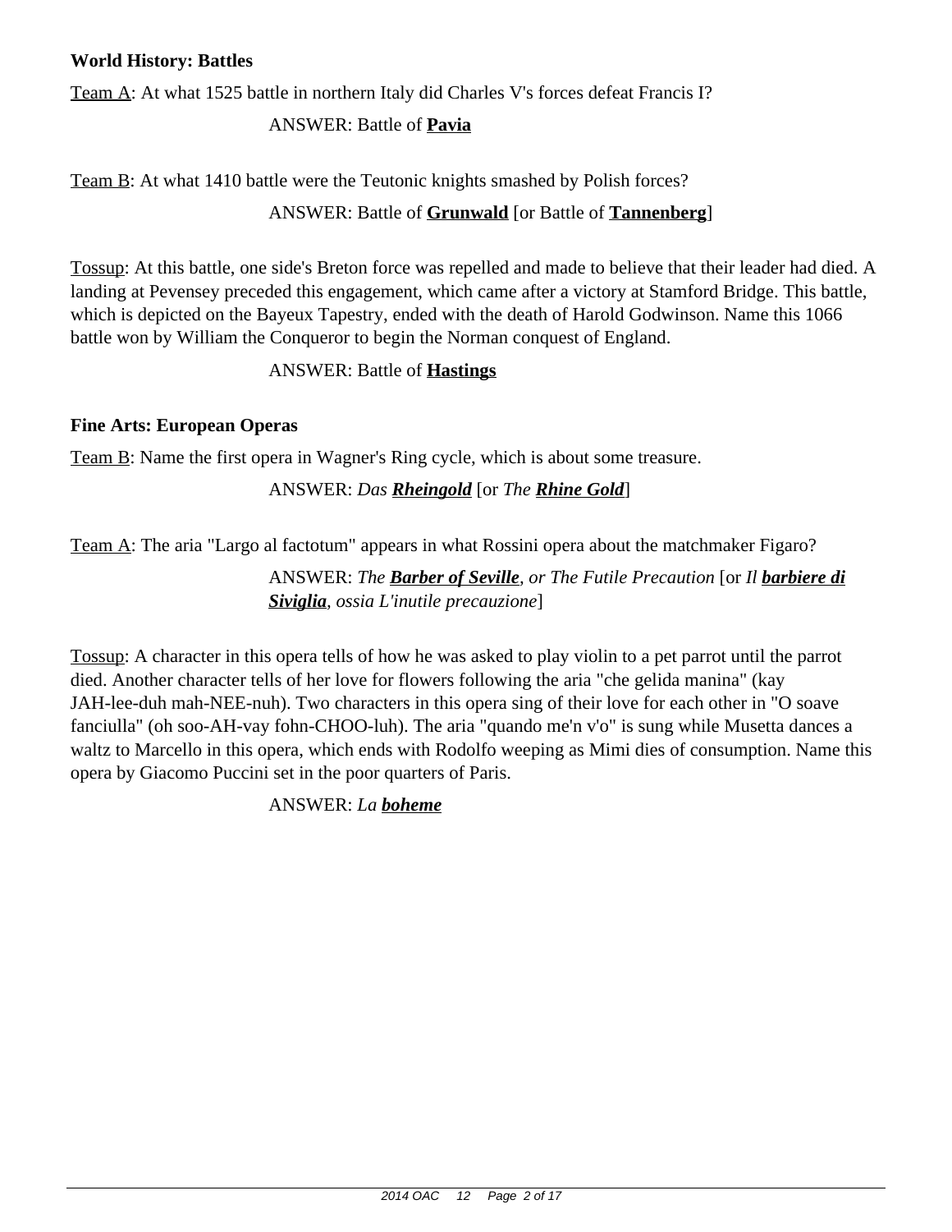### World History: Battles

Team A: At what 1525 battle in northern Italy did Charles V's forces defeat Francis I?

ANSWER: Battle of **Pavia**

Team B: At what 1410 battle were the Teutonic knights smashed by Polish forces?

ANSWER: Battle of **Grunwald** [or Battle of **Tannenberg**]

Tossup: At this battle, one side's Breton force was repelled and made to believe that their leader had died. A landing at Pevensey preceded this engagement, which came after a victory at Stamford Bridge. This battle, which is depicted on the Bayeux Tapestry, ended with the death of Harold Godwinson. Name this 1066 battle won by William the Conqueror to begin the Norman conquest of England.

ANSWER: Battle of **Hastings**

### Fine Arts: European Operas

Team B: Name the first opera in Wagner's Ring cycle, which is about some treasure.

ANSWER: *Das* ***Rheingold*** [or *The* ***Rhine Gold***]

Team A: The aria "Largo al factotum" appears in what Rossini opera about the matchmaker Figaro?

ANSWER: *The* ***Barber of Seville****, or The Futile Precaution* [or *Il* ***barbiere di Siviglia****, ossia L'inutile precauzione*]

Tossup: A character in this opera tells of how he was asked to play violin to a pet parrot until the parrot died. Another character tells of her love for flowers following the aria "che gelida manina" (kay JAH-lee-duh mah-NEE-nuh). Two characters in this opera sing of their love for each other in "O soave fanciulla" (oh soo-AH-vay fohn-CHOO-luh). The aria "quando me'n v'o" is sung while Musetta dances a waltz to Marcello in this opera, which ends with Rodolfo weeping as Mimi dies of consumption. Name this opera by Giacomo Puccini set in the poor quarters of Paris.

ANSWER: *La* ***boheme***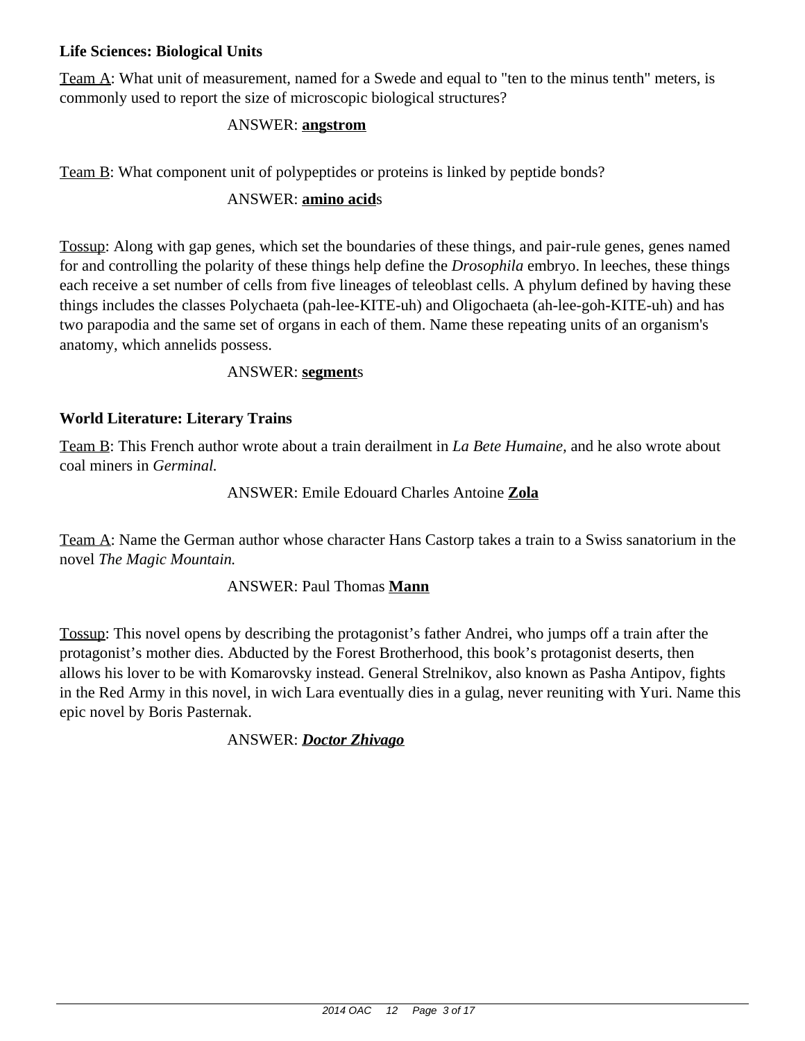**Life Sciences: Biological Units**

Team A: What unit of measurement, named for a Swede and equal to "ten to the minus tenth" meters, is commonly used to report the size of microscopic biological structures?

ANSWER: **angstrom**

Team B: What component unit of polypeptides or proteins is linked by peptide bonds?

ANSWER: **amino acid**s

Tossup: Along with gap genes, which set the boundaries of these things, and pair-rule genes, genes named for and controlling the polarity of these things help define the *Drosophila* embryo. In leeches, these things each receive a set number of cells from five lineages of teleoblast cells. A phylum defined by having these things includes the classes Polychaeta (pah-lee-KITE-uh) and Oligochaeta (ah-lee-goh-KITE-uh) and has two parapodia and the same set of organs in each of them. Name these repeating units of an organism's anatomy, which annelids possess.

ANSWER: **segment**s

**World Literature: Literary Trains**

Team B: This French author wrote about a train derailment in *La Bete Humaine,* and he also wrote about coal miners in *Germinal.*

ANSWER: Emile Edouard Charles Antoine **Zola**

Team A: Name the German author whose character Hans Castorp takes a train to a Swiss sanatorium in the novel *The Magic Mountain.*

ANSWER: Paul Thomas **Mann**

Tossup: This novel opens by describing the protagonist's father Andrei, who jumps off a train after the protagonist's mother dies. Abducted by the Forest Brotherhood, this book's protagonist deserts, then allows his lover to be with Komarovsky instead. General Strelnikov, also known as Pasha Antipov, fights in the Red Army in this novel, in wich Lara eventually dies in a gulag, never reuniting with Yuri. Name this epic novel by Boris Pasternak.

ANSWER: ***Doctor Zhivago***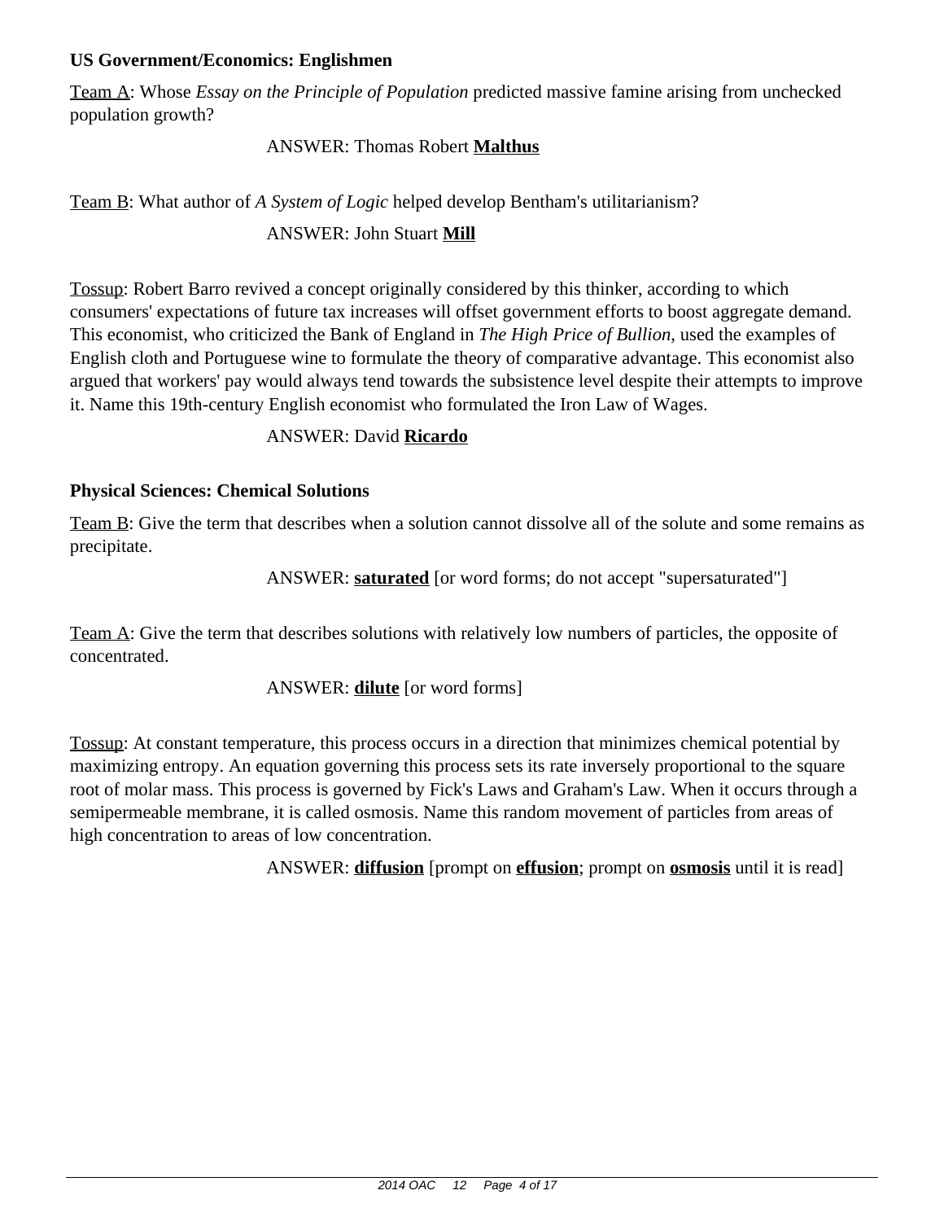### US Government/Economics: Englishmen

Team A: Whose *Essay on the Principle of Population* predicted massive famine arising from unchecked population growth?

ANSWER: Thomas Robert **Malthus**

Team B: What author of *A System of Logic* helped develop Bentham's utilitarianism?

ANSWER: John Stuart **Mill**

Tossup: Robert Barro revived a concept originally considered by this thinker, according to which consumers' expectations of future tax increases will offset government efforts to boost aggregate demand. This economist, who criticized the Bank of England in *The High Price of Bullion*, used the examples of English cloth and Portuguese wine to formulate the theory of comparative advantage. This economist also argued that workers' pay would always tend towards the subsistence level despite their attempts to improve it. Name this 19th-century English economist who formulated the Iron Law of Wages.

ANSWER: David **Ricardo**

### Physical Sciences: Chemical Solutions

Team B: Give the term that describes when a solution cannot dissolve all of the solute and some remains as precipitate.

ANSWER: **saturated** [or word forms; do not accept "supersaturated"]

Team A: Give the term that describes solutions with relatively low numbers of particles, the opposite of concentrated.

ANSWER: **dilute** [or word forms]

Tossup: At constant temperature, this process occurs in a direction that minimizes chemical potential by maximizing entropy. An equation governing this process sets its rate inversely proportional to the square root of molar mass. This process is governed by Fick's Laws and Graham's Law. When it occurs through a semipermeable membrane, it is called osmosis. Name this random movement of particles from areas of high concentration to areas of low concentration.

ANSWER: **diffusion** [prompt on **effusion**; prompt on **osmosis** until it is read]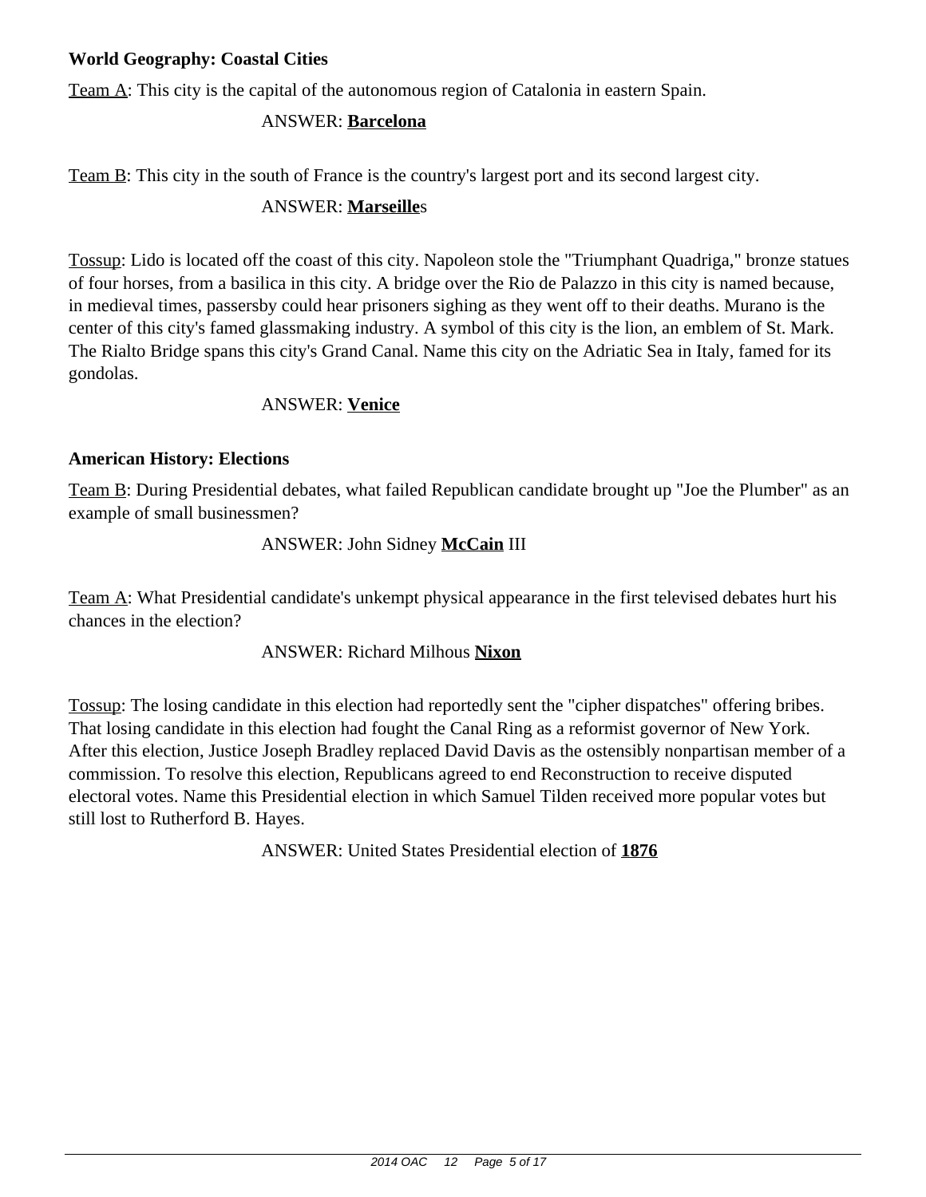**World Geography: Coastal Cities**

Team A: This city is the capital of the autonomous region of Catalonia in eastern Spain.

ANSWER: **Barcelona**

Team B: This city in the south of France is the country's largest port and its second largest city.

ANSWER: **Marseille**s

Tossup: Lido is located off the coast of this city. Napoleon stole the "Triumphant Quadriga," bronze statues of four horses, from a basilica in this city. A bridge over the Rio de Palazzo in this city is named because, in medieval times, passersby could hear prisoners sighing as they went off to their deaths. Murano is the center of this city's famed glassmaking industry. A symbol of this city is the lion, an emblem of St. Mark. The Rialto Bridge spans this city's Grand Canal. Name this city on the Adriatic Sea in Italy, famed for its gondolas.

ANSWER: **Venice**

**American History: Elections**

Team B: During Presidential debates, what failed Republican candidate brought up "Joe the Plumber" as an example of small businessmen?

ANSWER: John Sidney **McCain** III

Team A: What Presidential candidate's unkempt physical appearance in the first televised debates hurt his chances in the election?

ANSWER: Richard Milhous **Nixon**

Tossup: The losing candidate in this election had reportedly sent the "cipher dispatches" offering bribes. That losing candidate in this election had fought the Canal Ring as a reformist governor of New York. After this election, Justice Joseph Bradley replaced David Davis as the ostensibly nonpartisan member of a commission. To resolve this election, Republicans agreed to end Reconstruction to receive disputed electoral votes. Name this Presidential election in which Samuel Tilden received more popular votes but still lost to Rutherford B. Hayes.

ANSWER: United States Presidential election of **1876**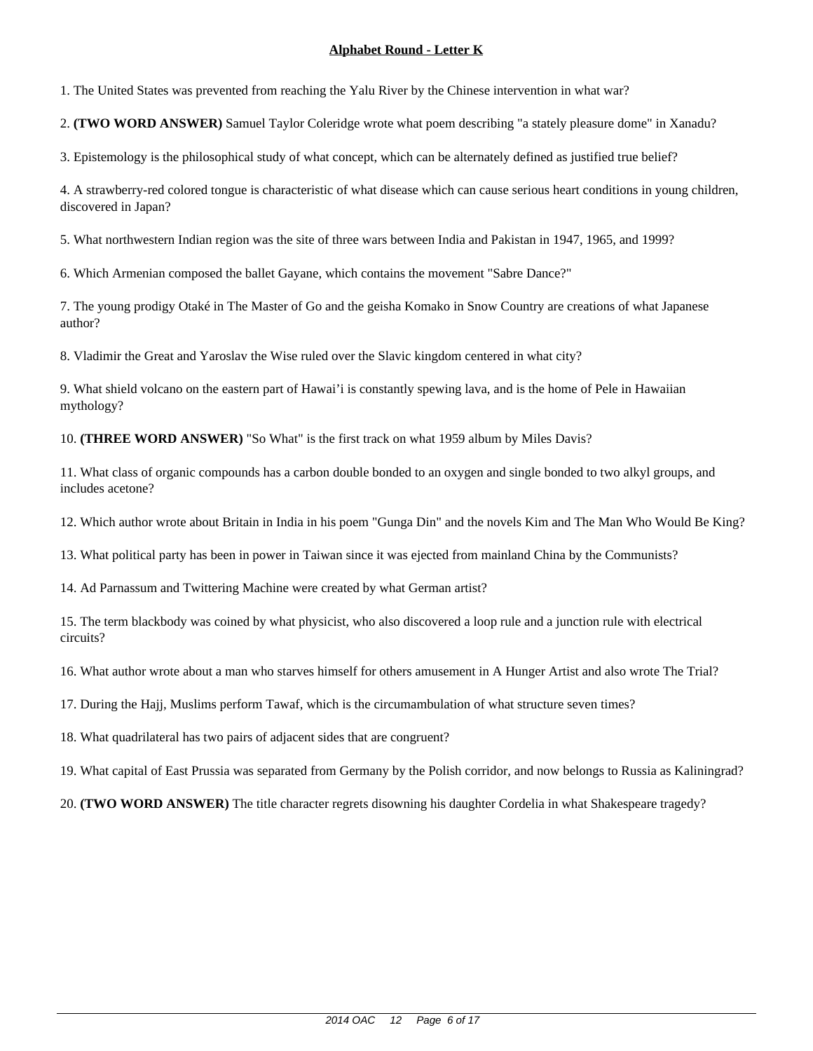## **Alphabet Round - Letter K**

1. The United States was prevented from reaching the Yalu River by the Chinese intervention in what war?

2. **(TWO WORD ANSWER)** Samuel Taylor Coleridge wrote what poem describing "a stately pleasure dome" in Xanadu?

3. Epistemology is the philosophical study of what concept, which can be alternately defined as justified true belief?

4. A strawberry-red colored tongue is characteristic of what disease which can cause serious heart conditions in young children, discovered in Japan?

5. What northwestern Indian region was the site of three wars between India and Pakistan in 1947, 1965, and 1999?

6. Which Armenian composed the ballet Gayane, which contains the movement "Sabre Dance?"

7. The young prodigy Otaké in The Master of Go and the geisha Komako in Snow Country are creations of what Japanese author?

8. Vladimir the Great and Yaroslav the Wise ruled over the Slavic kingdom centered in what city?

9. What shield volcano on the eastern part of Hawai'i is constantly spewing lava, and is the home of Pele in Hawaiian mythology?

10. **(THREE WORD ANSWER)** "So What" is the first track on what 1959 album by Miles Davis?

11. What class of organic compounds has a carbon double bonded to an oxygen and single bonded to two alkyl groups, and includes acetone?

12. Which author wrote about Britain in India in his poem "Gunga Din" and the novels Kim and The Man Who Would Be King?

13. What political party has been in power in Taiwan since it was ejected from mainland China by the Communists?

14. Ad Parnassum and Twittering Machine were created by what German artist?

15. The term blackbody was coined by what physicist, who also discovered a loop rule and a junction rule with electrical circuits?

16. What author wrote about a man who starves himself for others amusement in A Hunger Artist and also wrote The Trial?

17. During the Hajj, Muslims perform Tawaf, which is the circumambulation of what structure seven times?

18. What quadrilateral has two pairs of adjacent sides that are congruent?

19. What capital of East Prussia was separated from Germany by the Polish corridor, and now belongs to Russia as Kaliningrad?

20. **(TWO WORD ANSWER)** The title character regrets disowning his daughter Cordelia in what Shakespeare tragedy?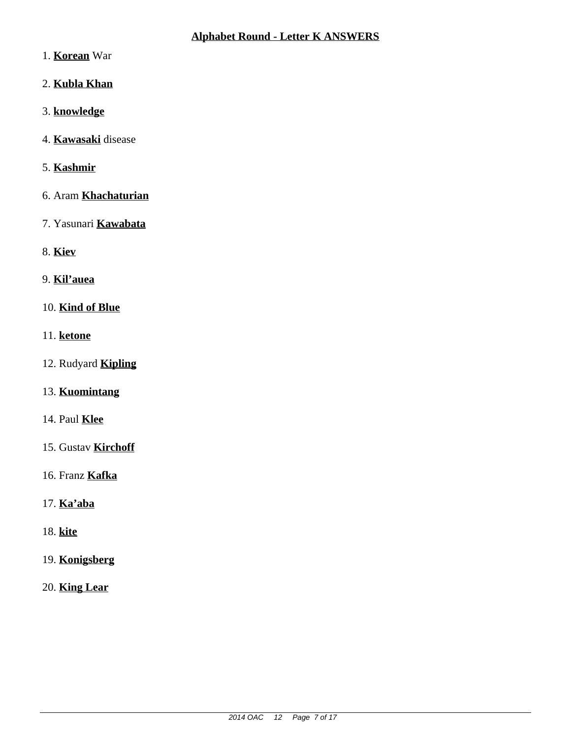## **Alphabet Round - Letter K ANSWERS**

1. **Korean** War

2. **Kubla Khan**

3. **knowledge**

4. **Kawasaki** disease

5. **Kashmir**

6. Aram **Khachaturian**

7. Yasunari **Kawabata**

8. **Kiev**

9. **Kil'auea**

10. **Kind of Blue**

11. **ketone**

12. Rudyard **Kipling**

13. **Kuomintang**

14. Paul **Klee**

15. Gustav **Kirchoff**

16. Franz **Kafka**

17. **Ka'aba**

18. **kite**

19. **Konigsberg**

20. **King Lear**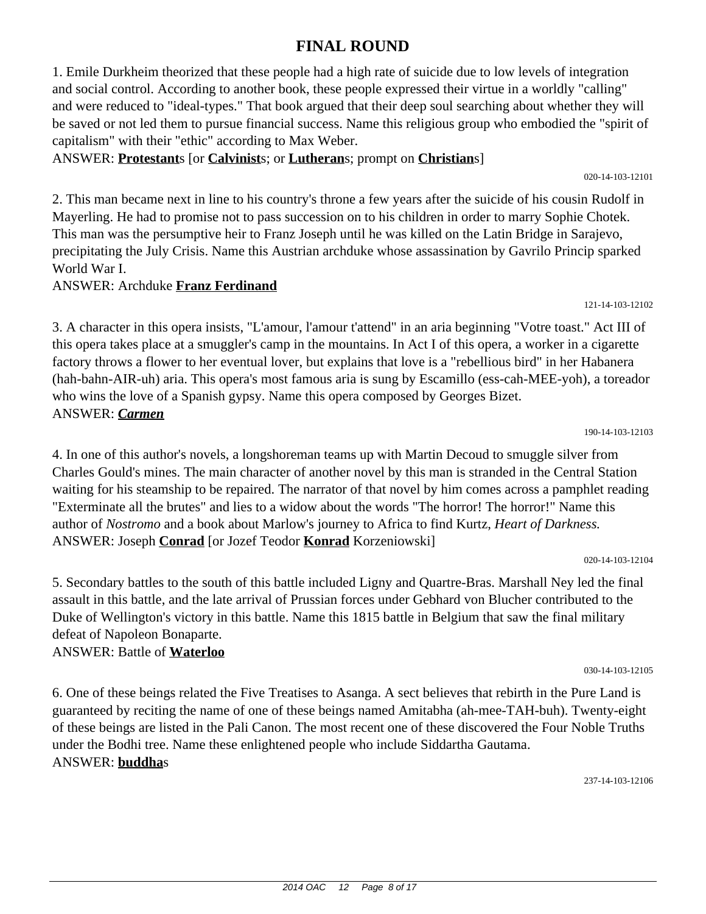# FINAL ROUND

1. Emile Durkheim theorized that these people had a high rate of suicide due to low levels of integration and social control. According to another book, these people expressed their virtue in a worldly "calling" and were reduced to "ideal-types." That book argued that their deep soul searching about whether they will be saved or not led them to pursue financial success. Name this religious group who embodied the "spirit of capitalism" with their "ethic" according to Max Weber.

ANSWER: **Protestant**s [or **Calvinist**s; or **Lutheran**s; prompt on **Christian**s]

020-14-103-12101

2. This man became next in line to his country's throne a few years after the suicide of his cousin Rudolf in Mayerling. He had to promise not to pass succession on to his children in order to marry Sophie Chotek. This man was the persumptive heir to Franz Joseph until he was killed on the Latin Bridge in Sarajevo, precipitating the July Crisis. Name this Austrian archduke whose assassination by Gavrilo Princip sparked World War I.

ANSWER: Archduke **Franz Ferdinand**

121-14-103-12102

3. A character in this opera insists, "L'amour, l'amour t'attend" in an aria beginning "Votre toast." Act III of this opera takes place at a smuggler's camp in the mountains. In Act I of this opera, a worker in a cigarette factory throws a flower to her eventual lover, but explains that love is a "rebellious bird" in her Habanera (hah-bahn-AIR-uh) aria. This opera's most famous aria is sung by Escamillo (ess-cah-MEE-yoh), a toreador who wins the love of a Spanish gypsy. Name this opera composed by Georges Bizet.

ANSWER: ***Carmen***

190-14-103-12103

4. In one of this author's novels, a longshoreman teams up with Martin Decoud to smuggle silver from Charles Gould's mines. The main character of another novel by this man is stranded in the Central Station waiting for his steamship to be repaired. The narrator of that novel by him comes across a pamphlet reading "Exterminate all the brutes" and lies to a widow about the words "The horror! The horror!" Name this author of *Nostromo* and a book about Marlow's journey to Africa to find Kurtz, *Heart of Darkness.*

ANSWER: Joseph **Conrad** [or Jozef Teodor **Konrad** Korzeniowski]

020-14-103-12104

5. Secondary battles to the south of this battle included Ligny and Quartre-Bras. Marshall Ney led the final assault in this battle, and the late arrival of Prussian forces under Gebhard von Blucher contributed to the Duke of Wellington's victory in this battle. Name this 1815 battle in Belgium that saw the final military defeat of Napoleon Bonaparte.

ANSWER: Battle of **Waterloo**

030-14-103-12105

6. One of these beings related the Five Treatises to Asanga. A sect believes that rebirth in the Pure Land is guaranteed by reciting the name of one of these beings named Amitabha (ah-mee-TAH-buh). Twenty-eight of these beings are listed in the Pali Canon. The most recent one of these discovered the Four Noble Truths under the Bodhi tree. Name these enlightened people who include Siddartha Gautama.

ANSWER: **buddha**s

237-14-103-12106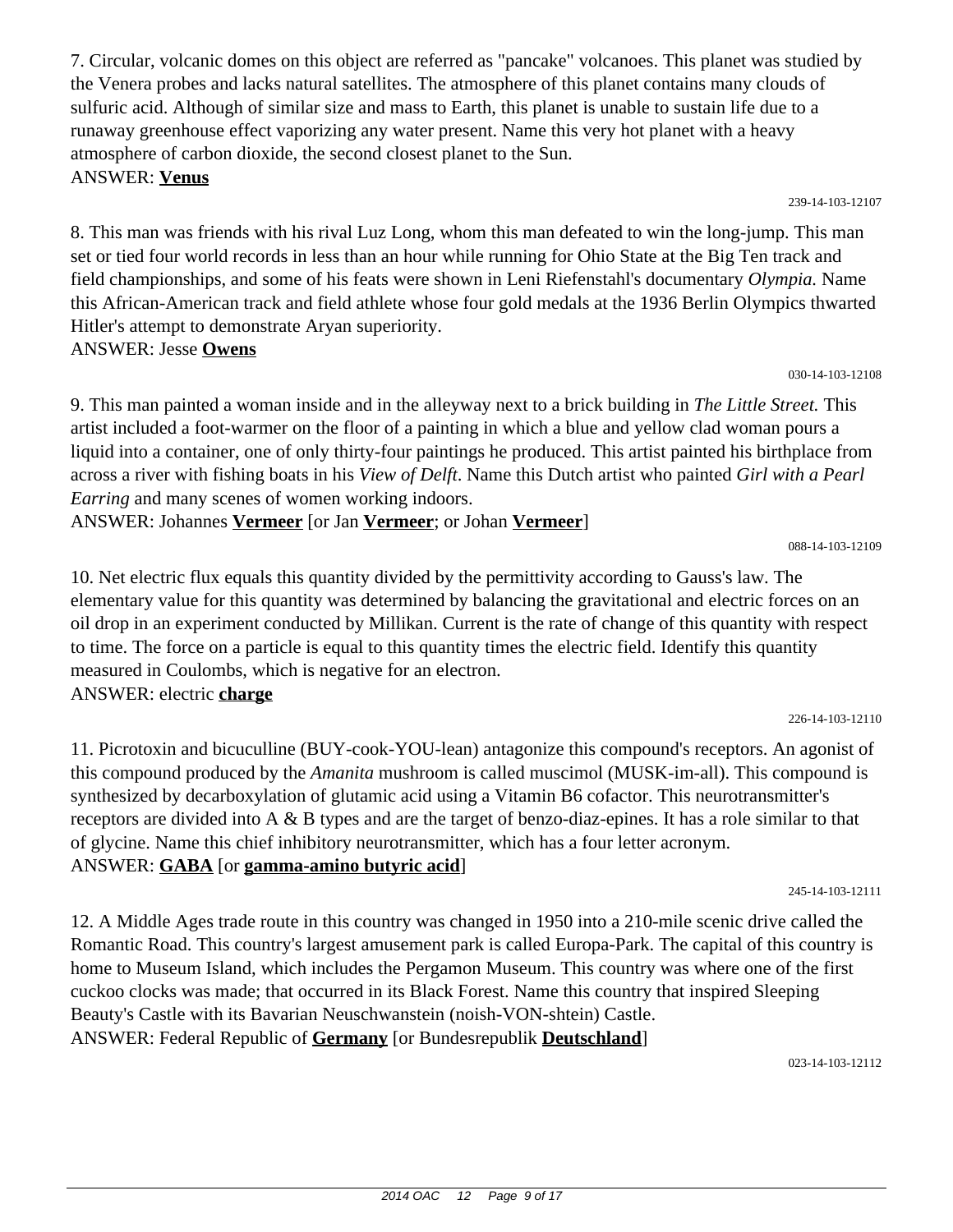7. Circular, volcanic domes on this object are referred as "pancake" volcanoes. This planet was studied by the Venera probes and lacks natural satellites. The atmosphere of this planet contains many clouds of sulfuric acid. Although of similar size and mass to Earth, this planet is unable to sustain life due to a runaway greenhouse effect vaporizing any water present. Name this very hot planet with a heavy atmosphere of carbon dioxide, the second closest planet to the Sun.
ANSWER: **Venus**

239-14-103-12107

8. This man was friends with his rival Luz Long, whom this man defeated to win the long-jump. This man set or tied four world records in less than an hour while running for Ohio State at the Big Ten track and field championships, and some of his feats were shown in Leni Riefenstahl's documentary *Olympia.* Name this African-American track and field athlete whose four gold medals at the 1936 Berlin Olympics thwarted Hitler's attempt to demonstrate Aryan superiority.
ANSWER: Jesse **Owens**

030-14-103-12108

9. This man painted a woman inside and in the alleyway next to a brick building in *The Little Street.* This artist included a foot-warmer on the floor of a painting in which a blue and yellow clad woman pours a liquid into a container, one of only thirty-four paintings he produced. This artist painted his birthplace from across a river with fishing boats in his *View of Delft*. Name this Dutch artist who painted *Girl with a Pearl Earring* and many scenes of women working indoors.
ANSWER: Johannes **Vermeer** [or Jan **Vermeer**; or Johan **Vermeer**]

088-14-103-12109

10. Net electric flux equals this quantity divided by the permittivity according to Gauss's law. The elementary value for this quantity was determined by balancing the gravitational and electric forces on an oil drop in an experiment conducted by Millikan. Current is the rate of change of this quantity with respect to time. The force on a particle is equal to this quantity times the electric field. Identify this quantity measured in Coulombs, which is negative for an electron.
ANSWER: electric **charge**

226-14-103-12110

11. Picrotoxin and bicuculline (BUY-cook-YOU-lean) antagonize this compound's receptors. An agonist of this compound produced by the *Amanita* mushroom is called muscimol (MUSK-im-all). This compound is synthesized by decarboxylation of glutamic acid using a Vitamin B6 cofactor. This neurotransmitter's receptors are divided into A & B types and are the target of benzo-diaz-epines. It has a role similar to that of glycine. Name this chief inhibitory neurotransmitter, which has a four letter acronym.
ANSWER: **GABA** [or **gamma-amino butyric acid**]

245-14-103-12111

12. A Middle Ages trade route in this country was changed in 1950 into a 210-mile scenic drive called the Romantic Road. This country's largest amusement park is called Europa-Park. The capital of this country is home to Museum Island, which includes the Pergamon Museum. This country was where one of the first cuckoo clocks was made; that occurred in its Black Forest. Name this country that inspired Sleeping Beauty's Castle with its Bavarian Neuschwanstein (noish-VON-shtein) Castle.
ANSWER: Federal Republic of **Germany** [or Bundesrepublik **Deutschland**]

023-14-103-12112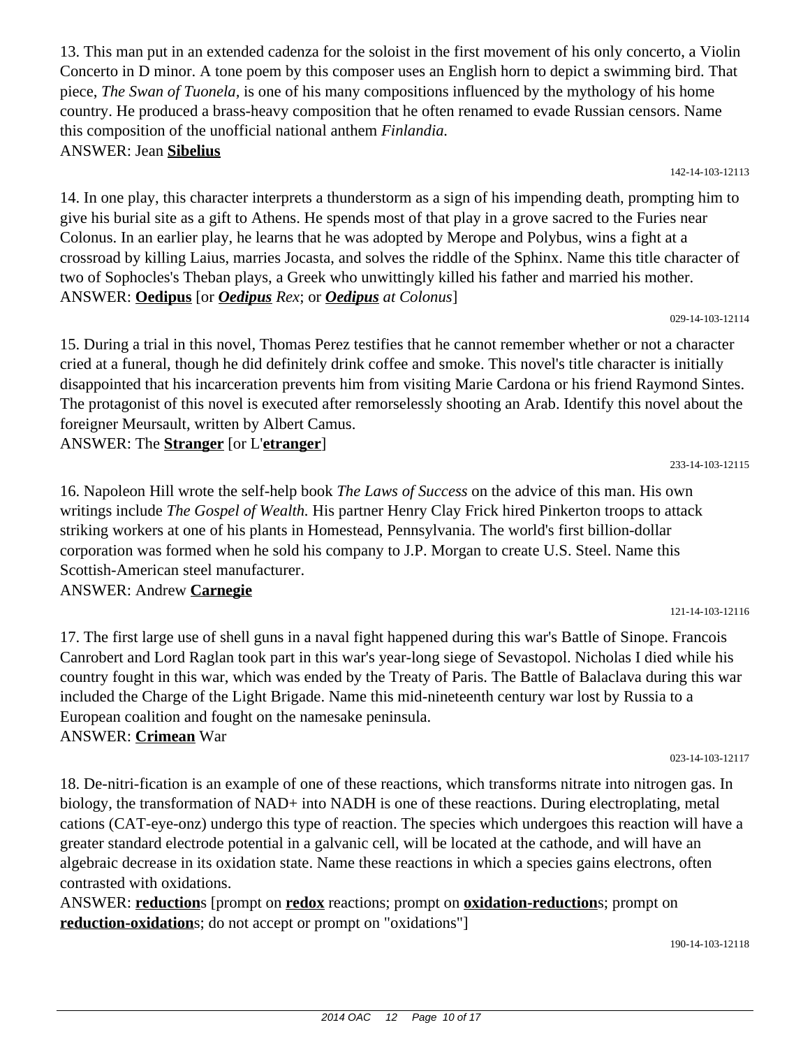13. This man put in an extended cadenza for the soloist in the first movement of his only concerto, a Violin Concerto in D minor. A tone poem by this composer uses an English horn to depict a swimming bird. That piece, *The Swan of Tuonela,* is one of his many compositions influenced by the mythology of his home country. He produced a brass-heavy composition that he often renamed to evade Russian censors. Name this composition of the unofficial national anthem *Finlandia.*

ANSWER: Jean **Sibelius**

142-14-103-12113

14. In one play, this character interprets a thunderstorm as a sign of his impending death, prompting him to give his burial site as a gift to Athens. He spends most of that play in a grove sacred to the Furies near Colonus. In an earlier play, he learns that he was adopted by Merope and Polybus, wins a fight at a crossroad by killing Laius, marries Jocasta, and solves the riddle of the Sphinx. Name this title character of two of Sophocles's Theban plays, a Greek who unwittingly killed his father and married his mother.

ANSWER: **Oedipus** [or ***Oedipus*** *Rex*; or ***Oedipus*** *at Colonus*]

029-14-103-12114

15. During a trial in this novel, Thomas Perez testifies that he cannot remember whether or not a character cried at a funeral, though he did definitely drink coffee and smoke. This novel's title character is initially disappointed that his incarceration prevents him from visiting Marie Cardona or his friend Raymond Sintes. The protagonist of this novel is executed after remorselessly shooting an Arab. Identify this novel about the foreigner Meursault, written by Albert Camus.

ANSWER: The **Stranger** [or L'**etranger**]

233-14-103-12115

16. Napoleon Hill wrote the self-help book *The Laws of Success* on the advice of this man. His own writings include *The Gospel of Wealth.* His partner Henry Clay Frick hired Pinkerton troops to attack striking workers at one of his plants in Homestead, Pennsylvania. The world's first billion-dollar corporation was formed when he sold his company to J.P. Morgan to create U.S. Steel. Name this Scottish-American steel manufacturer.

ANSWER: Andrew **Carnegie**

121-14-103-12116

17. The first large use of shell guns in a naval fight happened during this war's Battle of Sinope. Francois Canrobert and Lord Raglan took part in this war's year-long siege of Sevastopol. Nicholas I died while his country fought in this war, which was ended by the Treaty of Paris. The Battle of Balaclava during this war included the Charge of the Light Brigade. Name this mid-nineteenth century war lost by Russia to a European coalition and fought on the namesake peninsula.

ANSWER: **Crimean** War

023-14-103-12117

18. De-nitri-fication is an example of one of these reactions, which transforms nitrate into nitrogen gas. In biology, the transformation of NAD+ into NADH is one of these reactions. During electroplating, metal cations (CAT-eye-onz) undergo this type of reaction. The species which undergoes this reaction will have a greater standard electrode potential in a galvanic cell, will be located at the cathode, and will have an algebraic decrease in its oxidation state. Name these reactions in which a species gains electrons, often contrasted with oxidations.

ANSWER: **reduction**s [prompt on **redox** reactions; prompt on **oxidation-reduction**s; prompt on **reduction-oxidation**s; do not accept or prompt on "oxidations"]

190-14-103-12118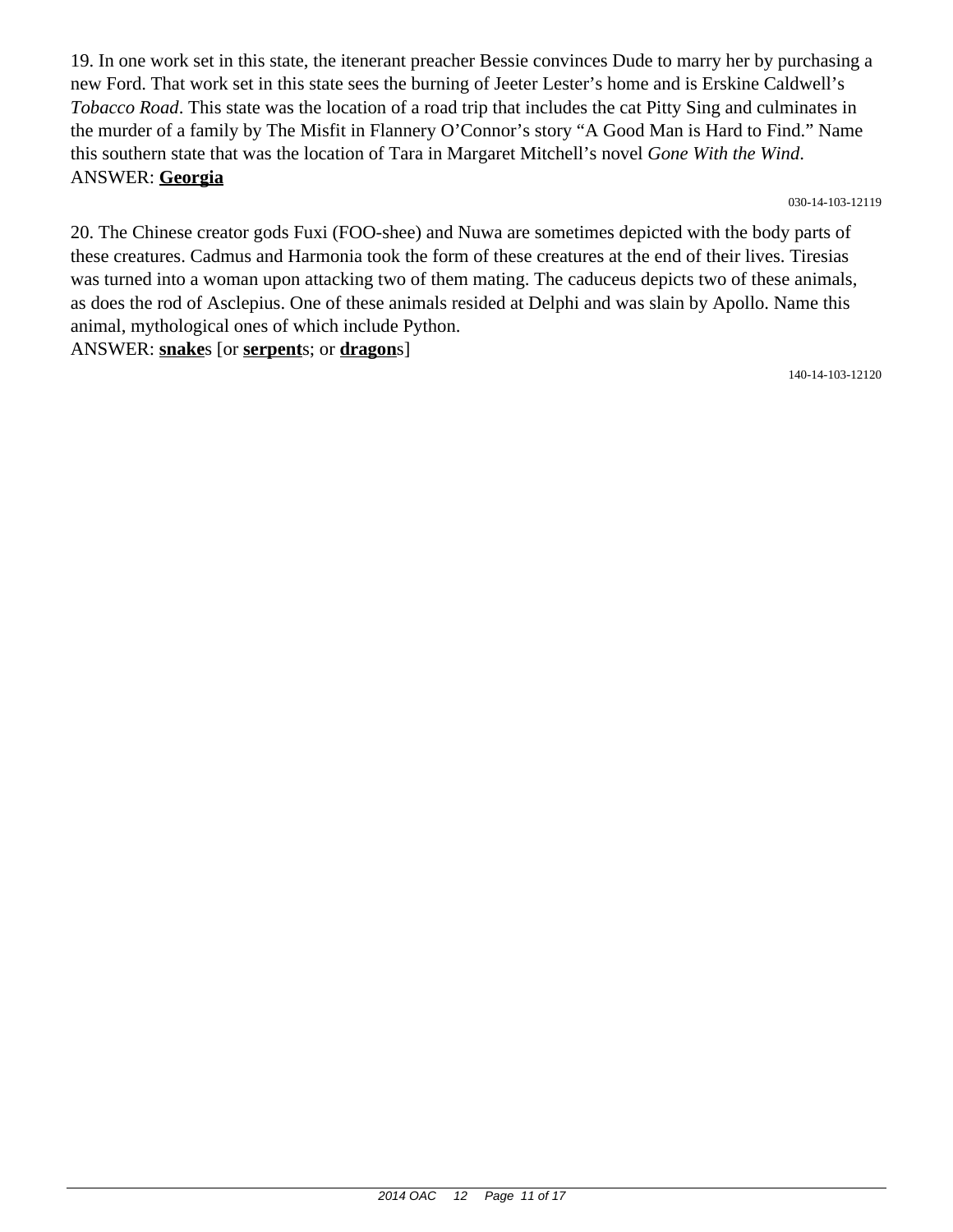19. In one work set in this state, the itenerant preacher Bessie convinces Dude to marry her by purchasing a new Ford. That work set in this state sees the burning of Jeeter Lester's home and is Erskine Caldwell's *Tobacco Road*. This state was the location of a road trip that includes the cat Pitty Sing and culminates in the murder of a family by The Misfit in Flannery O'Connor's story "A Good Man is Hard to Find." Name this southern state that was the location of Tara in Margaret Mitchell's novel *Gone With the Wind*.
ANSWER: **Georgia**

030-14-103-12119

20. The Chinese creator gods Fuxi (FOO-shee) and Nuwa are sometimes depicted with the body parts of these creatures. Cadmus and Harmonia took the form of these creatures at the end of their lives. Tiresias was turned into a woman upon attacking two of them mating. The caduceus depicts two of these animals, as does the rod of Asclepius. One of these animals resided at Delphi and was slain by Apollo. Name this animal, mythological ones of which include Python.
ANSWER: **snake**s [or **serpent**s; or **dragon**s]

140-14-103-12120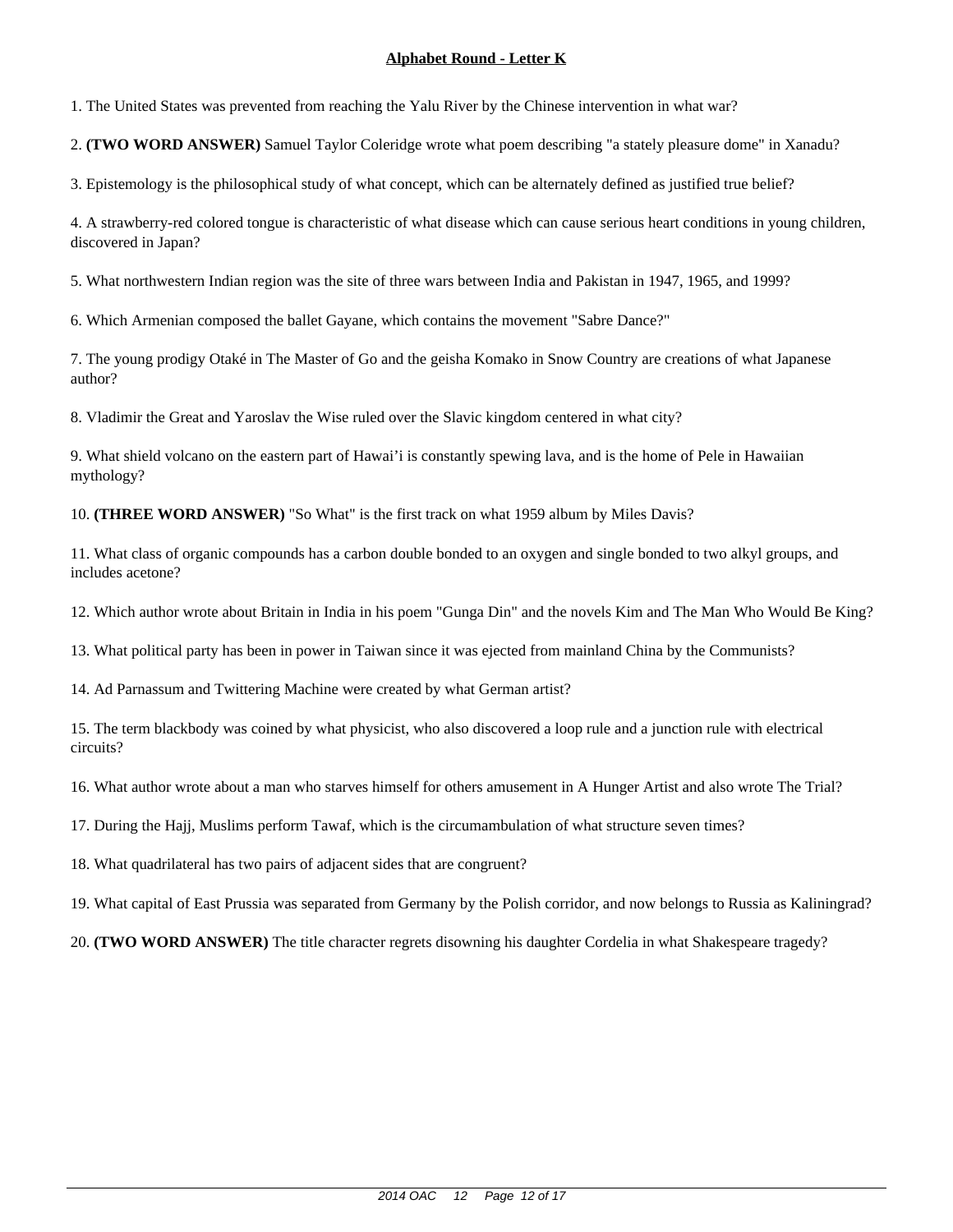**Alphabet Round - Letter K**

1. The United States was prevented from reaching the Yalu River by the Chinese intervention in what war?

2. **(TWO WORD ANSWER)** Samuel Taylor Coleridge wrote what poem describing "a stately pleasure dome" in Xanadu?

3. Epistemology is the philosophical study of what concept, which can be alternately defined as justified true belief?

4. A strawberry-red colored tongue is characteristic of what disease which can cause serious heart conditions in young children, discovered in Japan?

5. What northwestern Indian region was the site of three wars between India and Pakistan in 1947, 1965, and 1999?

6. Which Armenian composed the ballet Gayane, which contains the movement "Sabre Dance?"

7. The young prodigy Otaké in The Master of Go and the geisha Komako in Snow Country are creations of what Japanese author?

8. Vladimir the Great and Yaroslav the Wise ruled over the Slavic kingdom centered in what city?

9. What shield volcano on the eastern part of Hawai'i is constantly spewing lava, and is the home of Pele in Hawaiian mythology?

10. **(THREE WORD ANSWER)** "So What" is the first track on what 1959 album by Miles Davis?

11. What class of organic compounds has a carbon double bonded to an oxygen and single bonded to two alkyl groups, and includes acetone?

12. Which author wrote about Britain in India in his poem "Gunga Din" and the novels Kim and The Man Who Would Be King?

13. What political party has been in power in Taiwan since it was ejected from mainland China by the Communists?

14. Ad Parnassum and Twittering Machine were created by what German artist?

15. The term blackbody was coined by what physicist, who also discovered a loop rule and a junction rule with electrical circuits?

16. What author wrote about a man who starves himself for others amusement in A Hunger Artist and also wrote The Trial?

17. During the Hajj, Muslims perform Tawaf, which is the circumambulation of what structure seven times?

18. What quadrilateral has two pairs of adjacent sides that are congruent?

19. What capital of East Prussia was separated from Germany by the Polish corridor, and now belongs to Russia as Kaliningrad?

20. **(TWO WORD ANSWER)** The title character regrets disowning his daughter Cordelia in what Shakespeare tragedy?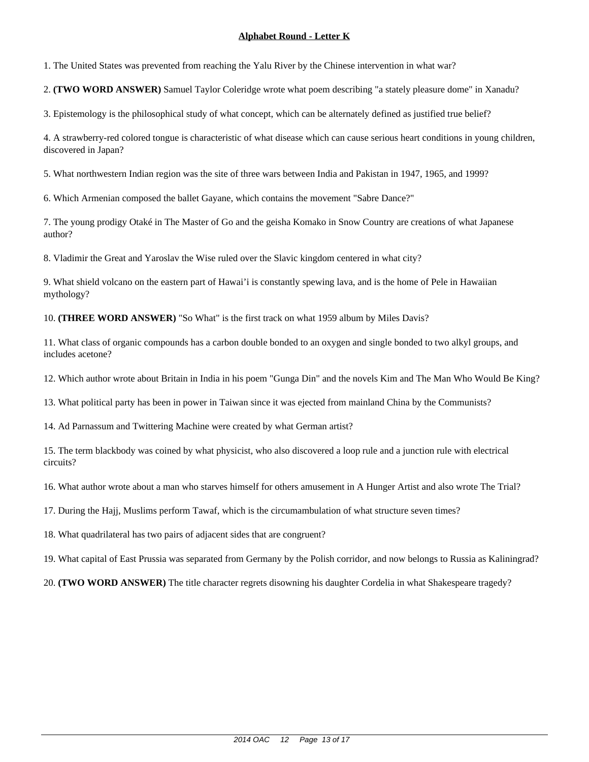**Alphabet Round - Letter K**

1. The United States was prevented from reaching the Yalu River by the Chinese intervention in what war?

2. **(TWO WORD ANSWER)** Samuel Taylor Coleridge wrote what poem describing "a stately pleasure dome" in Xanadu?

3. Epistemology is the philosophical study of what concept, which can be alternately defined as justified true belief?

4. A strawberry-red colored tongue is characteristic of what disease which can cause serious heart conditions in young children, discovered in Japan?

5. What northwestern Indian region was the site of three wars between India and Pakistan in 1947, 1965, and 1999?

6. Which Armenian composed the ballet Gayane, which contains the movement "Sabre Dance?"

7. The young prodigy Otaké in The Master of Go and the geisha Komako in Snow Country are creations of what Japanese author?

8. Vladimir the Great and Yaroslav the Wise ruled over the Slavic kingdom centered in what city?

9. What shield volcano on the eastern part of Hawai'i is constantly spewing lava, and is the home of Pele in Hawaiian mythology?

10. **(THREE WORD ANSWER)** "So What" is the first track on what 1959 album by Miles Davis?

11. What class of organic compounds has a carbon double bonded to an oxygen and single bonded to two alkyl groups, and includes acetone?

12. Which author wrote about Britain in India in his poem "Gunga Din" and the novels Kim and The Man Who Would Be King?

13. What political party has been in power in Taiwan since it was ejected from mainland China by the Communists?

14. Ad Parnassum and Twittering Machine were created by what German artist?

15. The term blackbody was coined by what physicist, who also discovered a loop rule and a junction rule with electrical circuits?

16. What author wrote about a man who starves himself for others amusement in A Hunger Artist and also wrote The Trial?

17. During the Hajj, Muslims perform Tawaf, which is the circumambulation of what structure seven times?

18. What quadrilateral has two pairs of adjacent sides that are congruent?

19. What capital of East Prussia was separated from Germany by the Polish corridor, and now belongs to Russia as Kaliningrad?

20. **(TWO WORD ANSWER)** The title character regrets disowning his daughter Cordelia in what Shakespeare tragedy?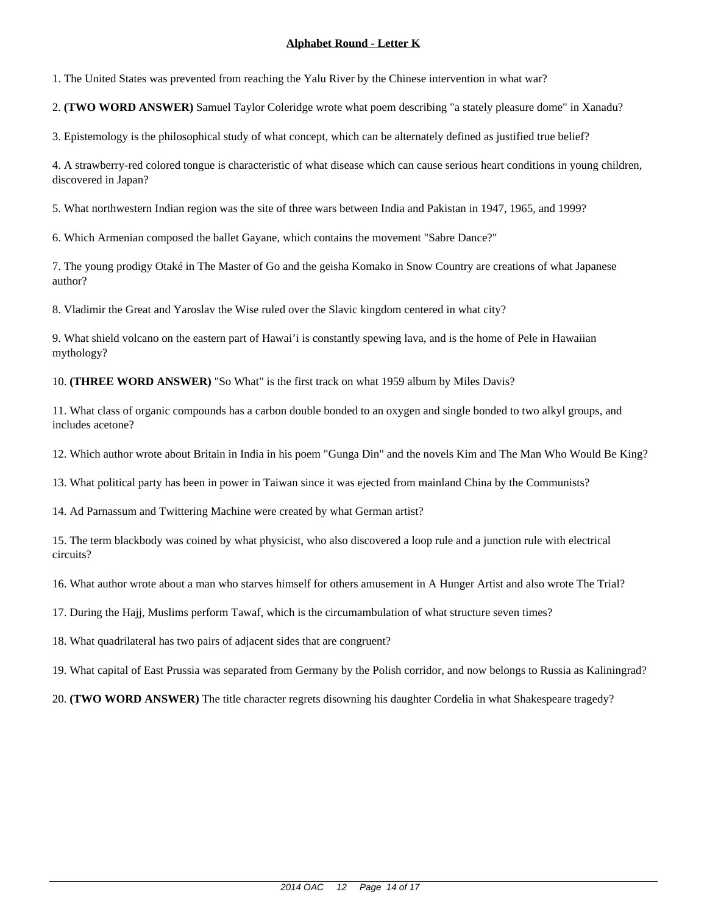**Alphabet Round - Letter K**

1. The United States was prevented from reaching the Yalu River by the Chinese intervention in what war?

2. **(TWO WORD ANSWER)** Samuel Taylor Coleridge wrote what poem describing "a stately pleasure dome" in Xanadu?

3. Epistemology is the philosophical study of what concept, which can be alternately defined as justified true belief?

4. A strawberry-red colored tongue is characteristic of what disease which can cause serious heart conditions in young children, discovered in Japan?

5. What northwestern Indian region was the site of three wars between India and Pakistan in 1947, 1965, and 1999?

6. Which Armenian composed the ballet Gayane, which contains the movement "Sabre Dance?"

7. The young prodigy Otaké in The Master of Go and the geisha Komako in Snow Country are creations of what Japanese author?

8. Vladimir the Great and Yaroslav the Wise ruled over the Slavic kingdom centered in what city?

9. What shield volcano on the eastern part of Hawai'i is constantly spewing lava, and is the home of Pele in Hawaiian mythology?

10. **(THREE WORD ANSWER)** "So What" is the first track on what 1959 album by Miles Davis?

11. What class of organic compounds has a carbon double bonded to an oxygen and single bonded to two alkyl groups, and includes acetone?

12. Which author wrote about Britain in India in his poem "Gunga Din" and the novels Kim and The Man Who Would Be King?

13. What political party has been in power in Taiwan since it was ejected from mainland China by the Communists?

14. Ad Parnassum and Twittering Machine were created by what German artist?

15. The term blackbody was coined by what physicist, who also discovered a loop rule and a junction rule with electrical circuits?

16. What author wrote about a man who starves himself for others amusement in A Hunger Artist and also wrote The Trial?

17. During the Hajj, Muslims perform Tawaf, which is the circumambulation of what structure seven times?

18. What quadrilateral has two pairs of adjacent sides that are congruent?

19. What capital of East Prussia was separated from Germany by the Polish corridor, and now belongs to Russia as Kaliningrad?

20. **(TWO WORD ANSWER)** The title character regrets disowning his daughter Cordelia in what Shakespeare tragedy?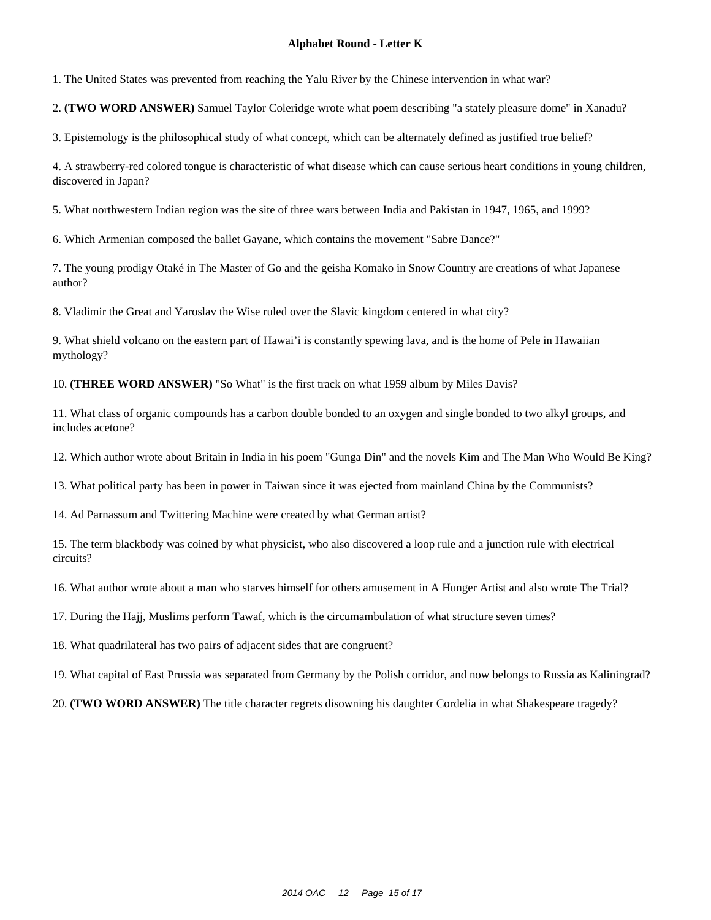## Alphabet Round - Letter K

1. The United States was prevented from reaching the Yalu River by the Chinese intervention in what war?

2. **(TWO WORD ANSWER)** Samuel Taylor Coleridge wrote what poem describing "a stately pleasure dome" in Xanadu?

3. Epistemology is the philosophical study of what concept, which can be alternately defined as justified true belief?

4. A strawberry-red colored tongue is characteristic of what disease which can cause serious heart conditions in young children, discovered in Japan?

5. What northwestern Indian region was the site of three wars between India and Pakistan in 1947, 1965, and 1999?

6. Which Armenian composed the ballet Gayane, which contains the movement "Sabre Dance?"

7. The young prodigy Otaké in The Master of Go and the geisha Komako in Snow Country are creations of what Japanese author?

8. Vladimir the Great and Yaroslav the Wise ruled over the Slavic kingdom centered in what city?

9. What shield volcano on the eastern part of Hawai'i is constantly spewing lava, and is the home of Pele in Hawaiian mythology?

10. **(THREE WORD ANSWER)** "So What" is the first track on what 1959 album by Miles Davis?

11. What class of organic compounds has a carbon double bonded to an oxygen and single bonded to two alkyl groups, and includes acetone?

12. Which author wrote about Britain in India in his poem "Gunga Din" and the novels Kim and The Man Who Would Be King?

13. What political party has been in power in Taiwan since it was ejected from mainland China by the Communists?

14. Ad Parnassum and Twittering Machine were created by what German artist?

15. The term blackbody was coined by what physicist, who also discovered a loop rule and a junction rule with electrical circuits?

16. What author wrote about a man who starves himself for others amusement in A Hunger Artist and also wrote The Trial?

17. During the Hajj, Muslims perform Tawaf, which is the circumambulation of what structure seven times?

18. What quadrilateral has two pairs of adjacent sides that are congruent?

19. What capital of East Prussia was separated from Germany by the Polish corridor, and now belongs to Russia as Kaliningrad?

20. **(TWO WORD ANSWER)** The title character regrets disowning his daughter Cordelia in what Shakespeare tragedy?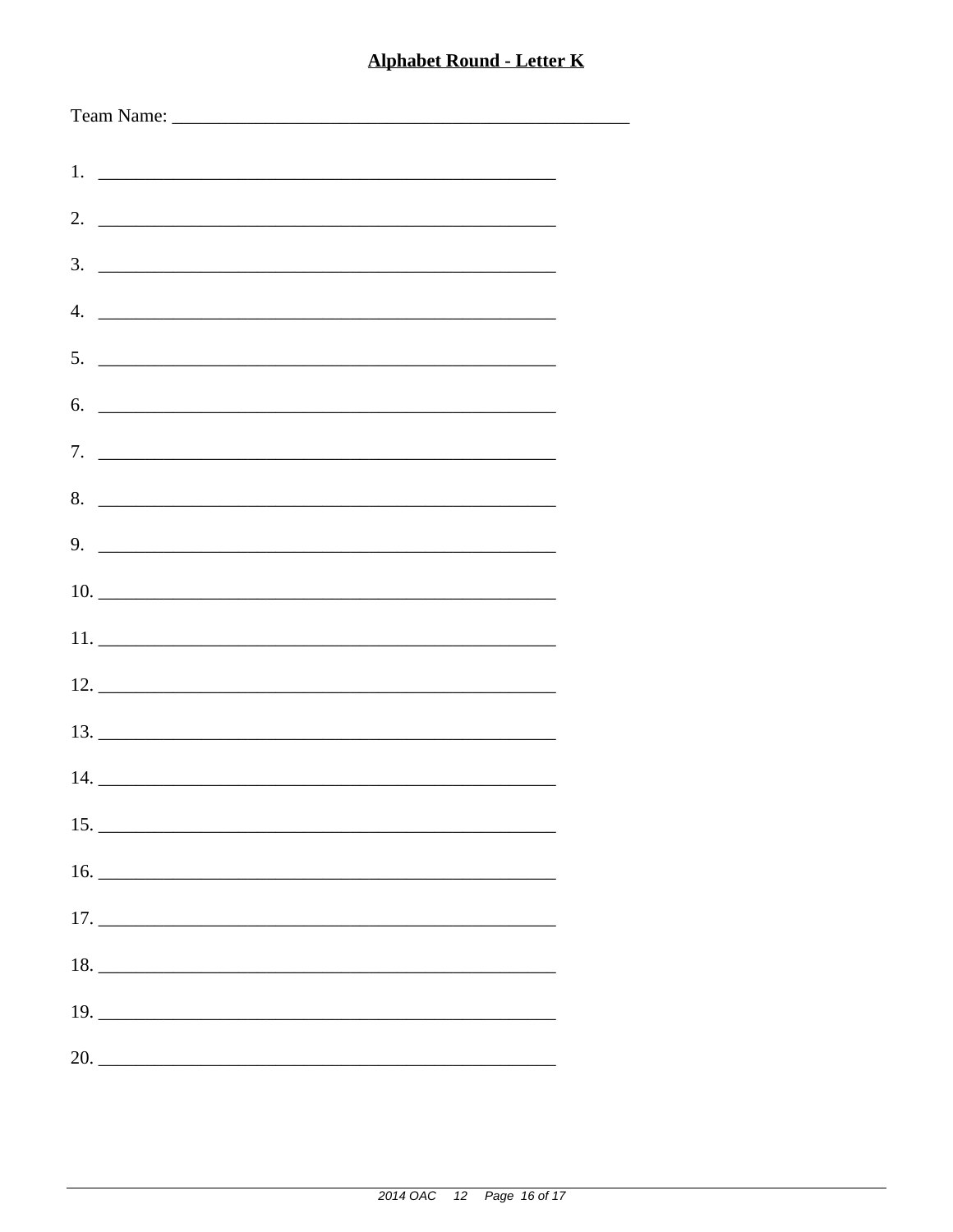## **Alphabet Round - Letter K**

Team Name: ________________________________________________

1. ________________________________________________
2. ________________________________________________
3. ________________________________________________
4. ________________________________________________
5. ________________________________________________
6. ________________________________________________
7. ________________________________________________
8. ________________________________________________
9. ________________________________________________
10. ________________________________________________
11. ________________________________________________
12. ________________________________________________
13. ________________________________________________
14. ________________________________________________
15. ________________________________________________
16. ________________________________________________
17. ________________________________________________
18. ________________________________________________
19. ________________________________________________
20. ________________________________________________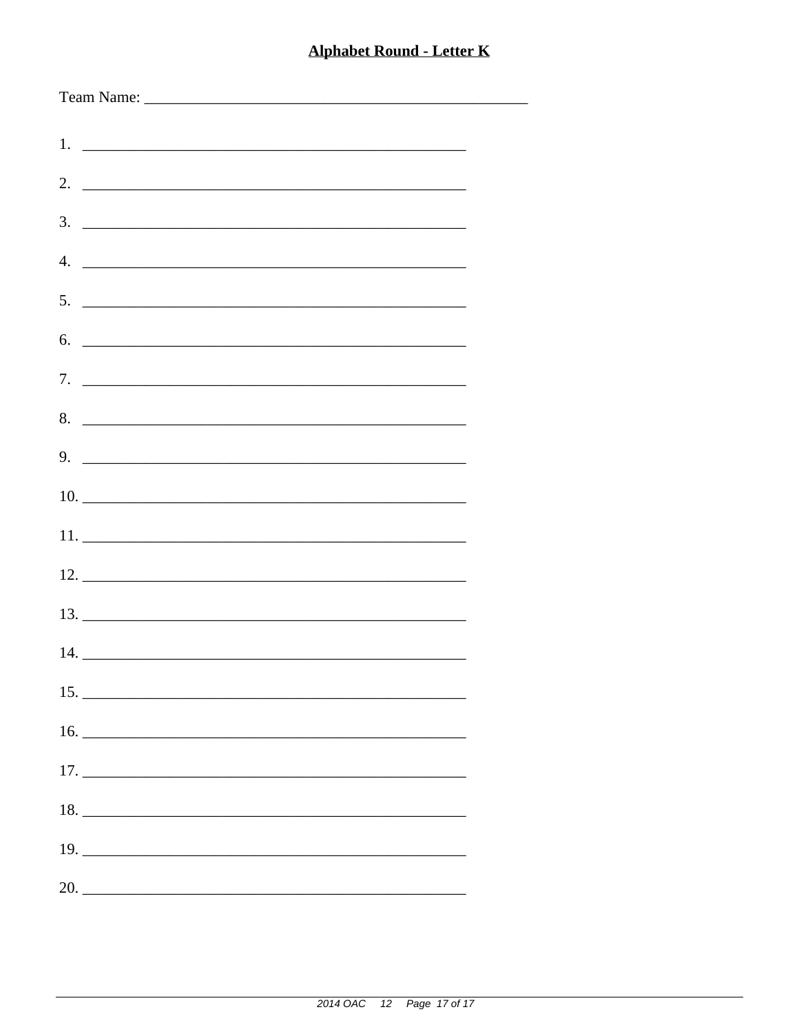**Alphabet Round - Letter K**

Team Name: ___________________________________________________

1. ___________________________________________________

2. ___________________________________________________

3. ___________________________________________________

4. ___________________________________________________

5. ___________________________________________________

6. ___________________________________________________

7. ___________________________________________________

8. ___________________________________________________

9. ___________________________________________________

10. ___________________________________________________

11. ___________________________________________________

12. ___________________________________________________

13. ___________________________________________________

14. ___________________________________________________

15. ___________________________________________________

16. ___________________________________________________

17. ___________________________________________________

18. ___________________________________________________

19. ___________________________________________________

20. ___________________________________________________